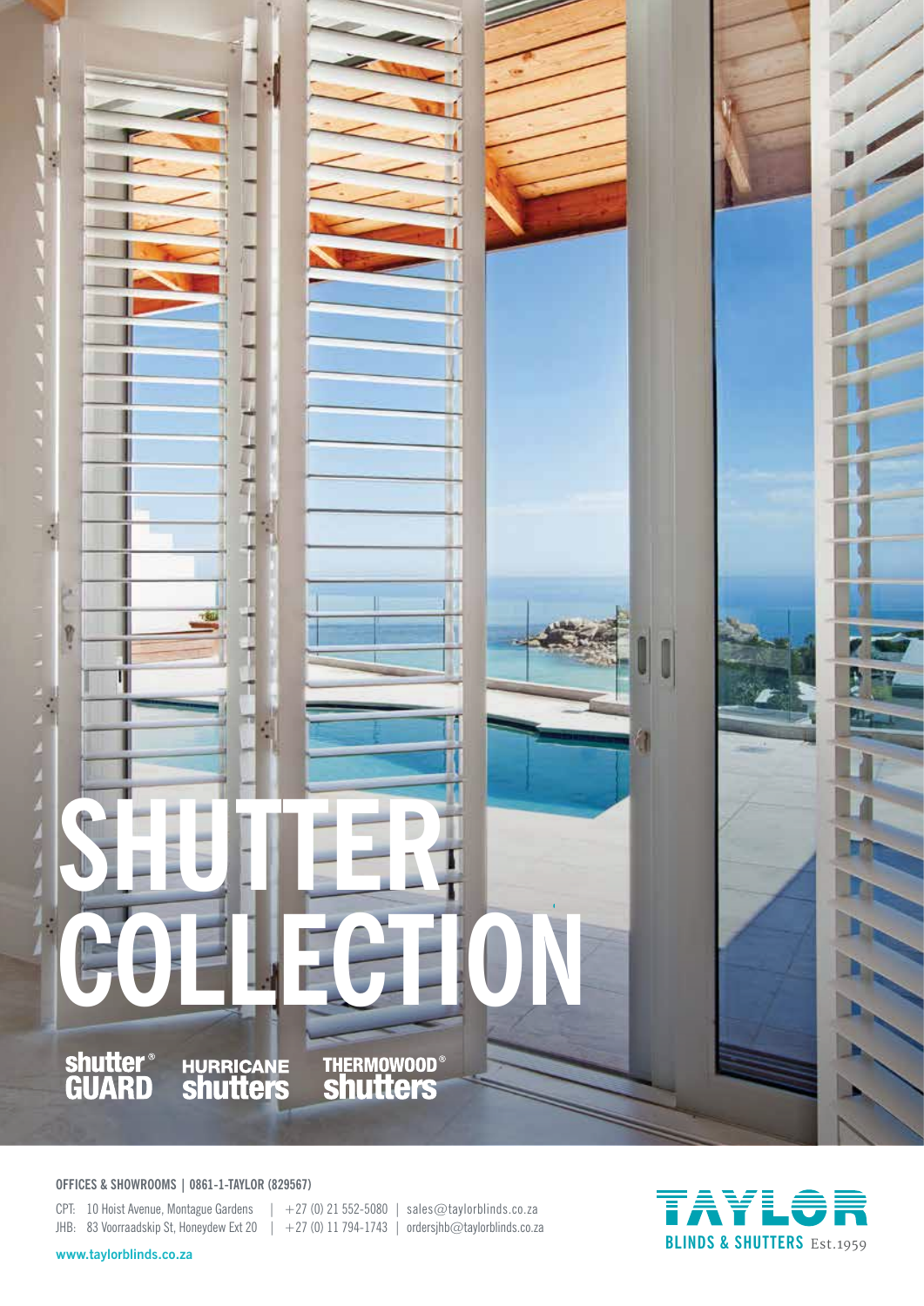# SHUTTER COLLECTION

shutter® GUARD | HURRICANE shutters | THERMOWOOD® shutters

**OFFICES & SHOWROOMS | 0861-1-TAYLOR (829567)**

CPT: 10 Hoist Avenue, Montague Gardens | +27 (0) 21 552-5080 | sales@taylorblinds.co.za

JHB: 83 Voorraadskip St, Honeydew Ext 20 | +27 (0) 11 794-1743 | ordersjhb@taylorblinds.co.za

www.taylorblinds.co.za

TAYLOR BLINDS & SHUTTERS Est.1959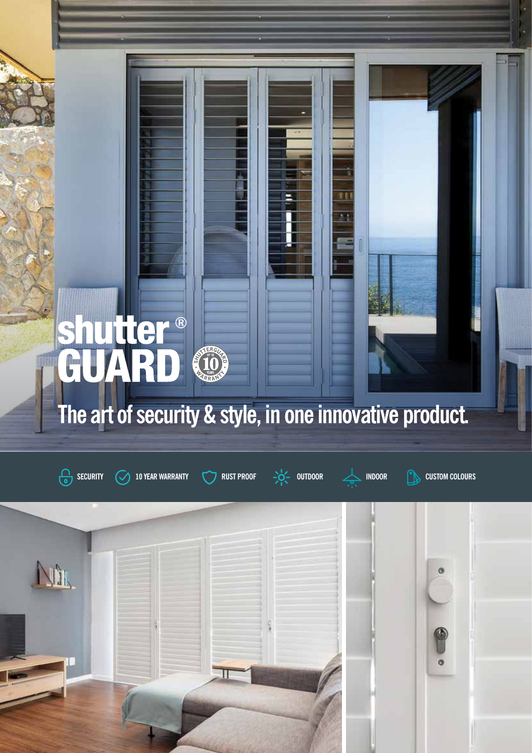# shutter® GUARD

The art of security & style, in one innovative product.

SECURITY | 10 YEAR WARRANTY | RUST PROOF | OUTDOOR | INDOOR | CUSTOM COLOURS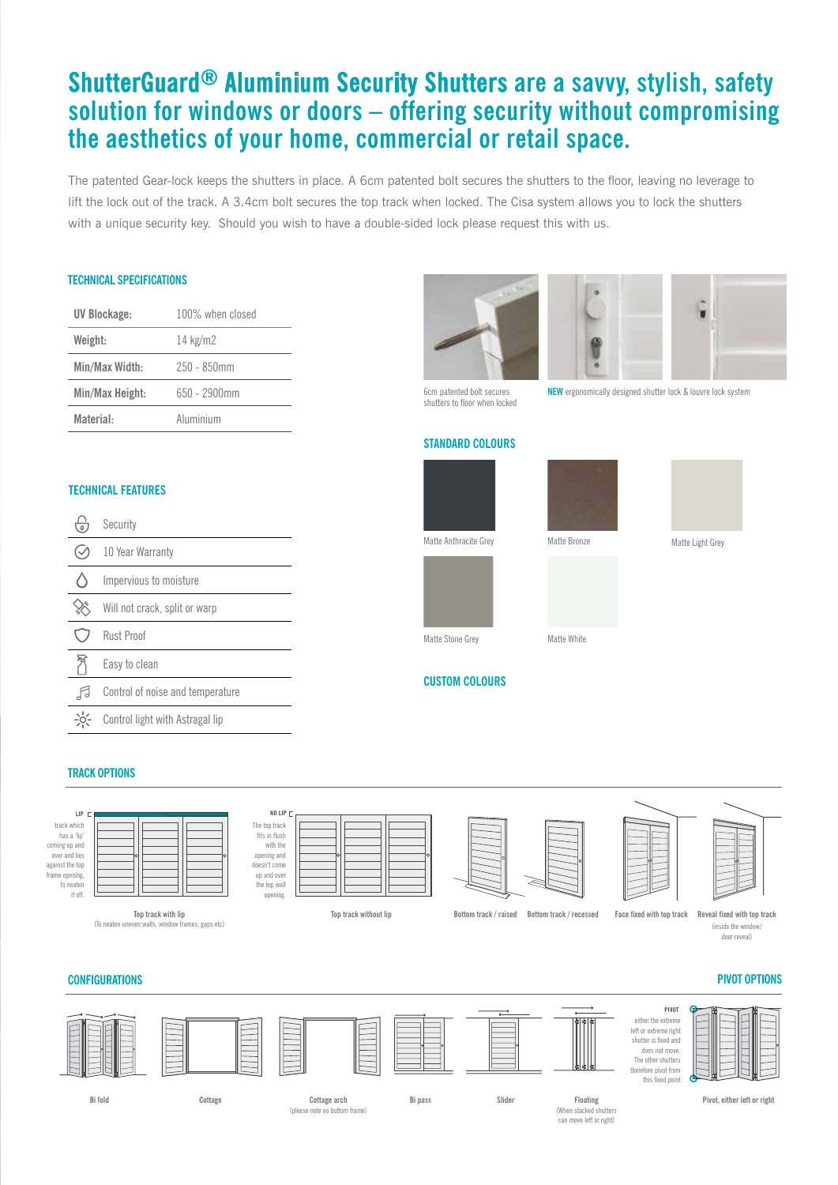# ShutterGuard® Aluminium Security Shutters are a savvy, stylish, safety solution for windows or doors – offering security without compromising the aesthetics of your home, commercial or retail space.

The patented Gear-lock keeps the shutters in place. A 6cm patented bolt secures the shutters to the floor, leaving no leverage to lift the lock out of the track. A 3.4cm bolt secures the top track when locked. The Cisa system allows you to lock the shutters with a unique security key. Should you wish to have a double-sided lock please request this with us.

## TECHNICAL SPECIFICATIONS

| | |
|---|---|
| **UV Blockage:** | 100% when closed |
| **Weight:** | 14 kg/m2 |
| **Min/Max Width:** | 250 - 850mm |
| **Min/Max Height:** | 650 - 2900mm |
| **Material:** | Aluminium |

6cm patented bolt secures shutters to floor when locked

**NEW** ergonomically designed shutter lock & louvre lock system

## TECHNICAL FEATURES

- Security
- 10 Year Warranty
- Impervious to moisture
- Will not crack, split or warp
- Rust Proof
- Easy to clean
- Control of noise and temperature
- Control light with Astragal lip

## STANDARD COLOURS

- Matte Anthracite Grey
- Matte Bronze
- Matte Light Grey
- Matte Stone Grey
- Matte White

## CUSTOM COLOURS

## TRACK OPTIONS

LIP: track which has a 'lip' coming up and over and lies against the top frame opening, to neaten it off.

NO LIP: The top track fits in flush with the opening and doesn't come up and over the top wall opening.

- Top track with lip (To neaten uneven walls, window frames, gaps etc)
- Top track without lip
- Bottom track / raised
- Bottom track / recessed
- Face fixed with top track
- Reveal fixed with top track (inside the window/ door reveal)

## CONFIGURATIONS

- Bi fold
- Cottage
- Cottage arch (please note no bottom frame)
- Bi pass
- Slider
- Floating (When stacked shutters can move left or right)

## PIVOT OPTIONS

PIVOT: either the extreme left or extreme right shutter is fixed and does not move. The other shutters therefore pivot from this fixed point

- Pivot, either left or right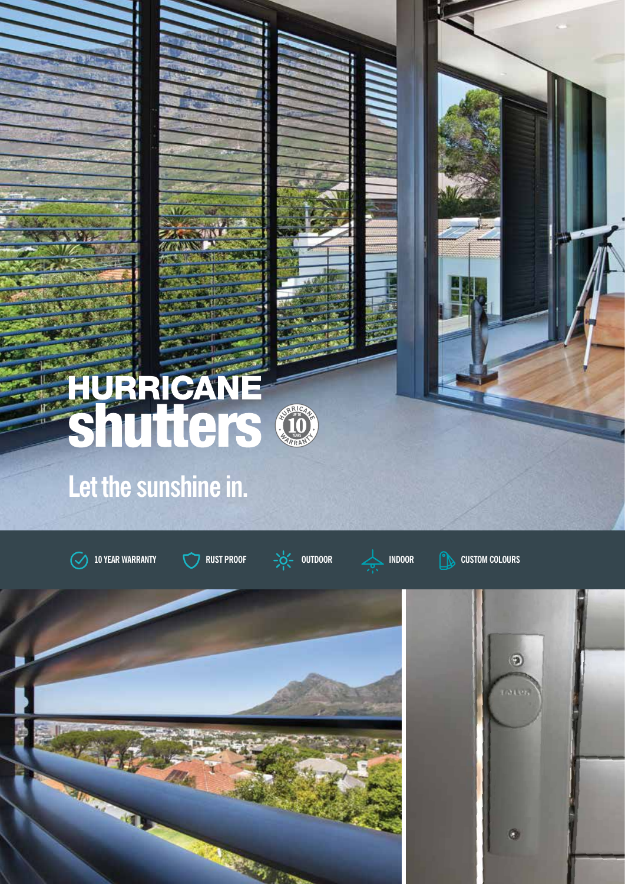# HURRICANE shutters

## Let the sunshine in.

10 YEAR WARRANTY | RUST PROOF | OUTDOOR | INDOOR | CUSTOM COLOURS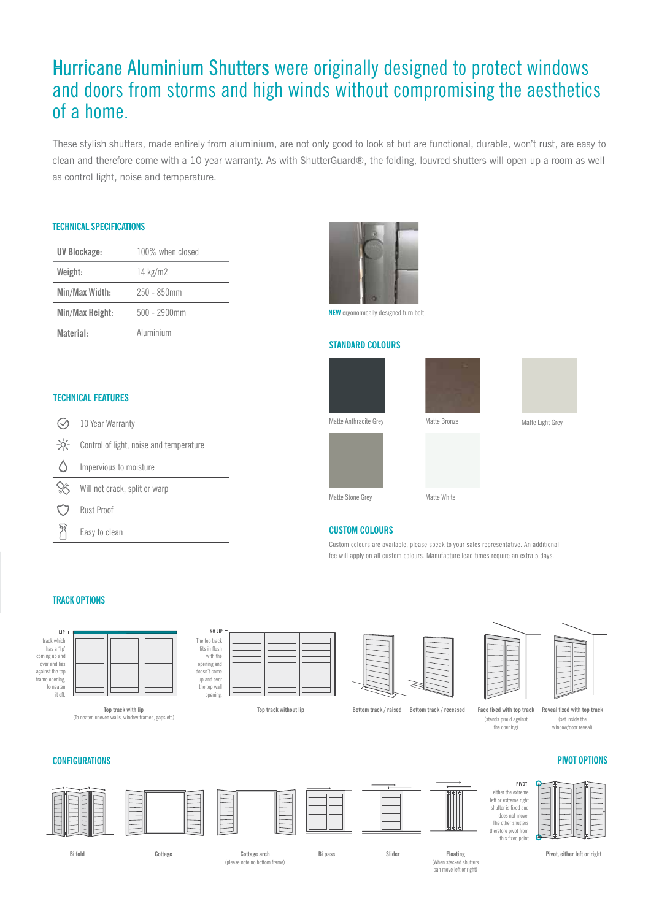# Hurricane Aluminium Shutters were originally designed to protect windows and doors from storms and high winds without compromising the aesthetics of a home.

These stylish shutters, made entirely from aluminium, are not only good to look at but are functional, durable, won't rust, are easy to clean and therefore come with a 10 year warranty. As with ShutterGuard®, the folding, louvred shutters will open up a room as well as control light, noise and temperature.

## TECHNICAL SPECIFICATIONS

| | |
|---|---|
| **UV Blockage:** | 100% when closed |
| **Weight:** | 14 kg/m2 |
| **Min/Max Width:** | 250 - 850mm |
| **Min/Max Height:** | 500 - 2900mm |
| **Material:** | Aluminium |

**NEW** ergonomically designed turn bolt

## TECHNICAL FEATURES

- 10 Year Warranty
- Control of light, noise and temperature
- Impervious to moisture
- Will not crack, split or warp
- Rust Proof
- Easy to clean

## STANDARD COLOURS

- Matte Anthracite Grey
- Matte Bronze
- Matte Light Grey
- Matte Stone Grey
- Matte White

## CUSTOM COLOURS

Custom colours are available, please speak to your sales representative. An additional fee will apply on all custom colours. Manufacture lead times require an extra 5 days.

## TRACK OPTIONS

LIP: track which has a 'lip' coming up and over and lies against the top frame opening, to neaten it off.

NO LIP: The top track fits in flush with the opening and doesn't come up and over the top wall opening.

- Top track with lip (To neaten uneven walls, window frames, gaps etc)
- Top track without lip
- Bottom track / raised
- Bottom track / recessed
- Face fixed with top track (stands proud against the opening)
- Reveal fixed with top track (set inside the window/door reveal)

## CONFIGURATIONS

- Bi fold
- Cottage
- Cottage arch (please note no bottom frame)
- Bi pass
- Slider
- Floating (When stacked shutters can move left or right)

## PIVOT OPTIONS

PIVOT: either the extreme left or extreme right shutter is fixed and does not move. The other shutters therefore pivot from this fixed point

- Pivot, either left or right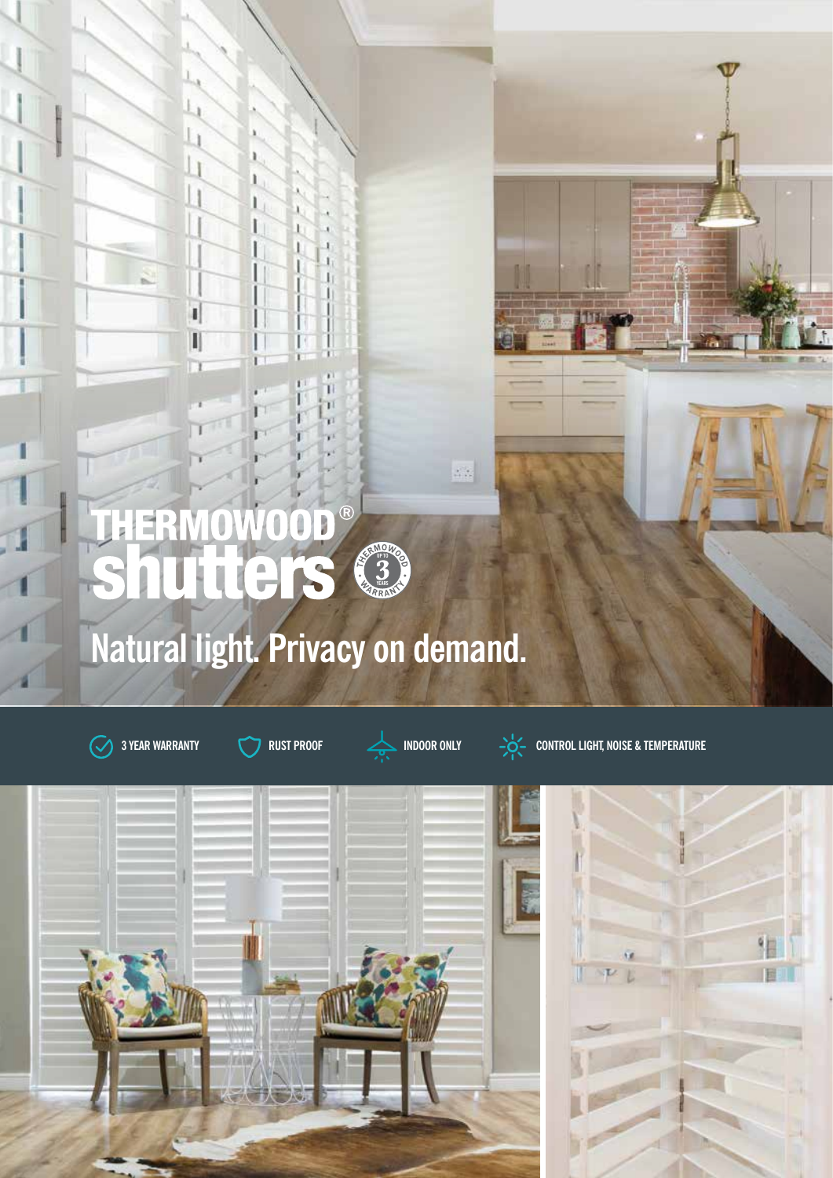# THERMOWOOD® shutters

THERMOWOOD UP TO 3 YEARS WARRANTY

## Natural light. Privacy on demand.

3 YEAR WARRANTY | RUST PROOF | INDOOR ONLY | CONTROL LIGHT, NOISE & TEMPERATURE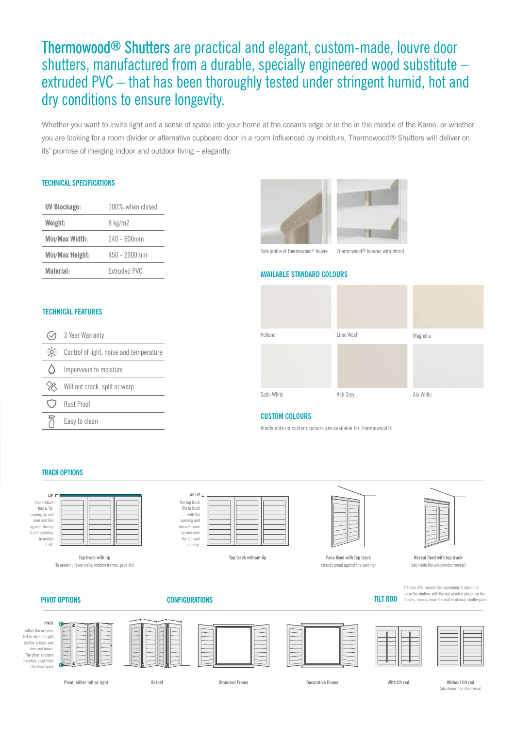# Thermowood® Shutters are practical and elegant, custom-made, louvre door shutters, manufactured from a durable, specially engineered wood substitute – extruded PVC – that has been thoroughly tested under stringent humid, hot and dry conditions to ensure longevity.

Whether you want to invite light and a sense of space into your home at the ocean's edge or in the in the middle of the Karoo, or whether you are looking for a room divider or alternative cupboard door in a room influenced by moisture, Thermowood® Shutters will deliver on its' promise of merging indoor and outdoor living – elegantly.

## TECHNICAL SPECIFICATIONS

| | |
|---|---|
| **UV Blockage:** | 100% when closed |
| **Weight:** | 8 kg/m2 |
| **Min/Max Width:** | 240 - 600mm |
| **Min/Max Height:** | 450 - 2900mm |
| **Material:** | Extruded PVC |

## TECHNICAL FEATURES

- 3 Year Warranty
- Control of light, noise and temperature
- Impervious to moisture
- Will not crack, split or warp
- Rust Proof
- Easy to clean

Side profile of Thermowood® louvre

Thermowood® louvres with tiltrod

## AVAILABLE STANDARD COLOURS

Holland

Lime Wash

Magnolia

Satin White

Ash Grey

Alu White

## CUSTOM COLOURS

Kindly note no custom colours are available for Thermowood®

## TRACK OPTIONS

**LIP** track which has a 'lip' coming up and over and lies against the top frame opening, to neaten it off.

**Top track with lip**
(To neaten uneven walls, window frames, gaps etc)

**NO LIP** The top track fits in flush with the opening and doesn't come up and over the top wall opening.

**Top track without lip**

**Face fixed with top track**
(stands proud against the opening)

**Reveal fixed with top track**
(set inside the window/door reveal)

## PIVOT OPTIONS

**PIVOT** either the extreme left or extreme right shutter is fixed and does not move. The other shutters therefore pivot from this fixed point

Pivot, either left or right

## CONFIGURATIONS

Bi fold

Standard Frame

Decorative Frame

## TILT ROD

Tilt rods offer owners the opportunity to open and close the shutters with the rod which is placed on the louvres, running down the middle of each shutter pane.

With tilt rod

Without tilt rod
(also known as clear view)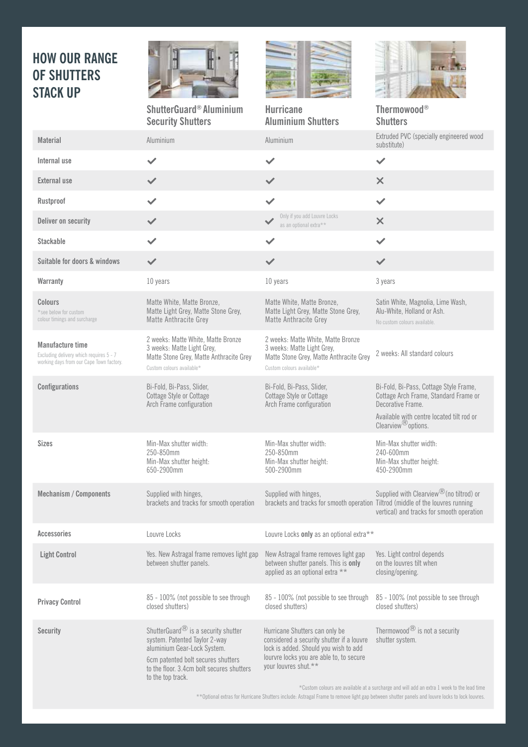# HOW OUR RANGE OF SHUTTERS STACK UP

| | ShutterGuard® Aluminium Security Shutters | Hurricane Aluminium Shutters | Thermowood® Shutters |
|---|---|---|---|
| **Material** | Aluminium | Aluminium | Extruded PVC (specially engineered wood substitute) |
| **Internal use** | ✓ | ✓ | ✓ |
| **External use** | ✓ | ✓ | ✕ |
| **Rustproof** | ✓ | ✓ | ✓ |
| **Deliver on security** | ✓ | ✓ Only if you add Louvre Locks as an optional extra** | ✕ |
| **Stackable** | ✓ | ✓ | ✓ |
| **Suitable for doors & windows** | ✓ | ✓ | ✓ |
| **Warranty** | 10 years | 10 years | 3 years |
| **Colours** *see below for custom colour timings and surcharge | Matte White, Matte Bronze, Matte Light Grey, Matte Stone Grey, Matte Anthracite Grey | Matte White, Matte Bronze, Matte Light Grey, Matte Stone Grey, Matte Anthracite Grey | Satin White, Magnolia, Lime Wash, Alu-White, Holland or Ash. No custom colours available. |
| **Manufacture time** Excluding delivery which requires 5 - 7 working days from our Cape Town factory. | 2 weeks: Matte White, Matte Bronze 3 weeks: Matte Light Grey, Matte Stone Grey, Matte Anthracite Grey Custom colours available* | 2 weeks: Matte White, Matte Bronze 3 weeks: Matte Light Grey, Matte Stone Grey, Matte Anthracite Grey Custom colours available* | 2 weeks: All standard colours |
| **Configurations** | Bi-Fold, Bi-Pass, Slider, Cottage Style or Cottage Arch Frame configuration | Bi-Fold, Bi-Pass, Slider, Cottage Style or Cottage Arch Frame configuration | Bi-Fold, Bi-Pass, Cottage Style Frame, Cottage Arch Frame, Standard Frame or Decorative Frame. Available with centre located tilt rod or Clearview® options. |
| **Sizes** | Min-Max shutter width: 250-850mm Min-Max shutter height: 650-2900mm | Min-Max shutter width: 250-850mm Min-Max shutter height: 500-2900mm | Min-Max shutter width: 240-600mm Min-Max shutter height: 450-2900mm |
| **Mechanism / Components** | Supplied with hinges, brackets and tracks for smooth operation | Supplied with hinges, brackets and tracks for smooth operation | Supplied with Clearview® (no tiltrod) or Tiltrod (middle of the louvres running vertical) and tracks for smooth operation |
| **Accessories** | Louvre Locks | Louvre Locks **only** as an optional extra** | |
| **Light Control** | Yes. New Astragal frame removes light gap between shutter panels. | New Astragal frame removes light gap between shutter panels. This is **only** applied as an optional extra ** | Yes. Light control depends on the louvres tilt when closing/opening. |
| **Privacy Control** | 85 - 100% (not possible to see through closed shutters) | 85 - 100% (not possible to see through closed shutters) | 85 - 100% (not possible to see through closed shutters) |
| **Security** | ShutterGuard® is a security shutter system. Patented Taylor 2-way aluminium Gear-Lock System. 6cm patented bolt secures shutters to the floor. 3.4cm bolt secures shutters to the top track. | Hurricane Shutters can only be considered a security shutter if a louvre lock is added. Should you wish to add lourvre locks you are able to, to secure your louvres shut.** | Thermowood® is not a security shutter system. |

*Custom colours are available at a surcharge and will add an extra 1 week to the lead time

**Optional extras for Hurricane Shutters include: Astragal Frame to remove light gap between shutter panels and louvre locks to lock louvres.